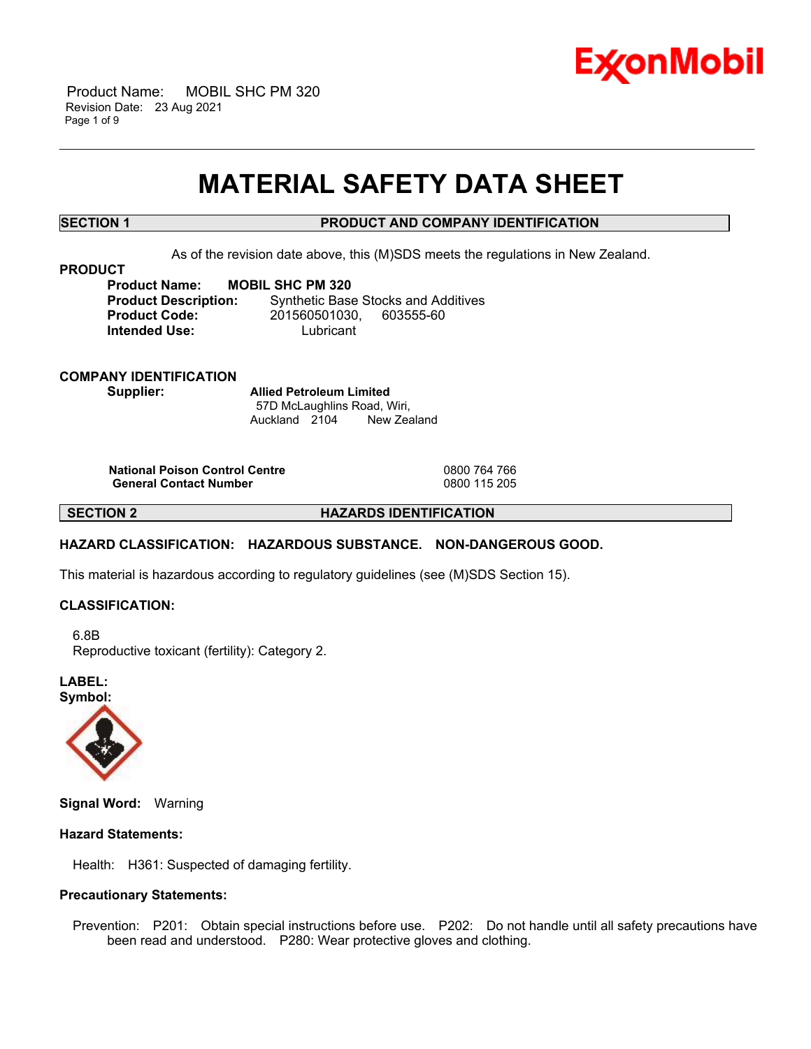# MATERIAL SAFETY DATA SHEET

## SECTION 1 PRODUCT AND COMPANY IDENTIFICATION

As of the revision date above, this (M)SDS meets the regulations in New Zealand.

**PRODUCT**

**Product Name:** **MOBIL SHC PM 320**
**Product Description:** Synthetic Base Stocks and Additives
**Product Code:** 201560501030, 603555-60
**Intended Use:** Lubricant

**COMPANY IDENTIFICATION**

**Supplier:** **Allied Petroleum Limited**
57D McLaughlins Road, Wiri,
Auckland 2104 New Zealand

| | |
|---|---|
| **National Poison Control Centre** | 0800 764 766 |
| **General Contact Number** | 0800 115 205 |

## SECTION 2 HAZARDS IDENTIFICATION

**HAZARD CLASSIFICATION: HAZARDOUS SUBSTANCE. NON-DANGEROUS GOOD.**

This material is hazardous according to regulatory guidelines (see (M)SDS Section 15).

**CLASSIFICATION:**

6.8B
Reproductive toxicant (fertility): Category 2.

**LABEL:**
**Symbol:**

**Signal Word:** Warning

**Hazard Statements:**

Health: H361: Suspected of damaging fertility.

**Precautionary Statements:**

Prevention: P201: Obtain special instructions before use. P202: Do not handle until all safety precautions have been read and understood. P280: Wear protective gloves and clothing.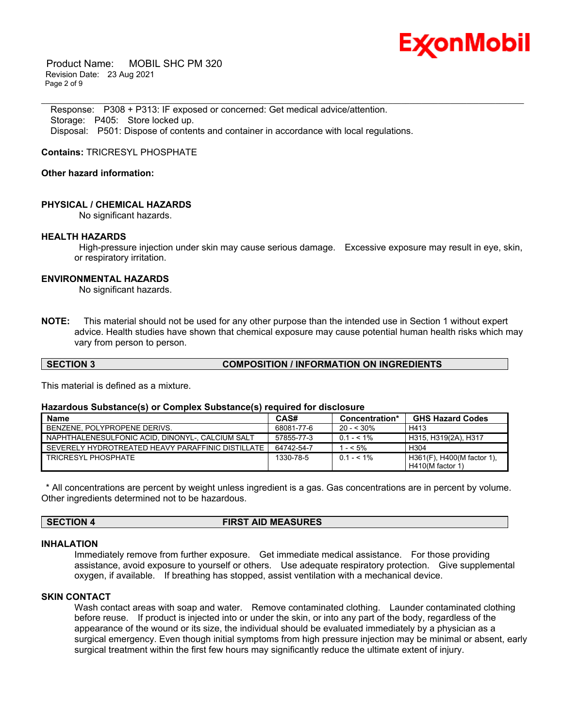Response: P308 + P313: IF exposed or concerned: Get medical advice/attention.
Storage: P405: Store locked up.
Disposal: P501: Dispose of contents and container in accordance with local regulations.

**Contains:** TRICRESYL PHOSPHATE

**Other hazard information:**

**PHYSICAL / CHEMICAL HAZARDS**

No significant hazards.

**HEALTH HAZARDS**

High-pressure injection under skin may cause serious damage. Excessive exposure may result in eye, skin, or respiratory irritation.

**ENVIRONMENTAL HAZARDS**

No significant hazards.

**NOTE:** This material should not be used for any other purpose than the intended use in Section 1 without expert advice. Health studies have shown that chemical exposure may cause potential human health risks which may vary from person to person.

## SECTION 3 COMPOSITION / INFORMATION ON INGREDIENTS

This material is defined as a mixture.

**Hazardous Substance(s) or Complex Substance(s) required for disclosure**

| Name | CAS# | Concentration* | GHS Hazard Codes |
|---|---|---|---|
| BENZENE, POLYPROPENE DERIVS. | 68081-77-6 | 20 - < 30% | H413 |
| NAPHTHALENESULFONIC ACID, DINONYL-, CALCIUM SALT | 57855-77-3 | 0.1 - < 1% | H315, H319(2A), H317 |
| SEVERELY HYDROTREATED HEAVY PARAFFINIC DISTILLATE | 64742-54-7 | 1 - < 5% | H304 |
| TRICRESYL PHOSPHATE | 1330-78-5 | 0.1 - < 1% | H361(F), H400(M factor 1), H410(M factor 1) |

\* All concentrations are percent by weight unless ingredient is a gas. Gas concentrations are in percent by volume. Other ingredients determined not to be hazardous.

## SECTION 4 FIRST AID MEASURES

**INHALATION**

Immediately remove from further exposure. Get immediate medical assistance. For those providing assistance, avoid exposure to yourself or others. Use adequate respiratory protection. Give supplemental oxygen, if available. If breathing has stopped, assist ventilation with a mechanical device.

**SKIN CONTACT**

Wash contact areas with soap and water. Remove contaminated clothing. Launder contaminated clothing before reuse. If product is injected into or under the skin, or into any part of the body, regardless of the appearance of the wound or its size, the individual should be evaluated immediately by a physician as a surgical emergency. Even though initial symptoms from high pressure injection may be minimal or absent, early surgical treatment within the first few hours may significantly reduce the ultimate extent of injury.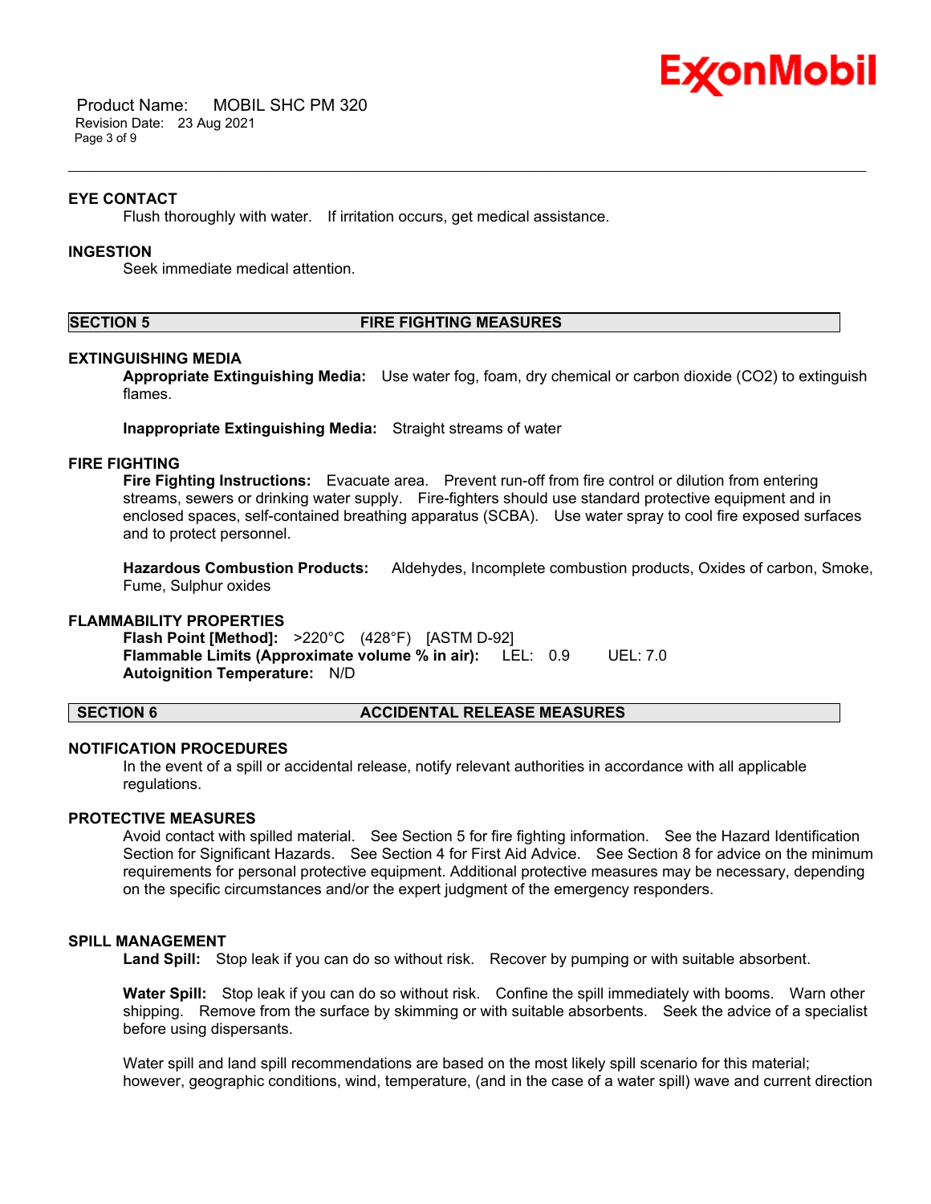### EYE CONTACT

Flush thoroughly with water. If irritation occurs, get medical assistance.

### INGESTION

Seek immediate medical attention.

## SECTION 5 FIRE FIGHTING MEASURES

### EXTINGUISHING MEDIA

**Appropriate Extinguishing Media:** Use water fog, foam, dry chemical or carbon dioxide ($CO_2$) to extinguish flames.

**Inappropriate Extinguishing Media:** Straight streams of water

### FIRE FIGHTING

**Fire Fighting Instructions:** Evacuate area. Prevent run-off from fire control or dilution from entering streams, sewers or drinking water supply. Fire-fighters should use standard protective equipment and in enclosed spaces, self-contained breathing apparatus (SCBA). Use water spray to cool fire exposed surfaces and to protect personnel.

**Hazardous Combustion Products:** Aldehydes, Incomplete combustion products, Oxides of carbon, Smoke, Fume, Sulphur oxides

### FLAMMABILITY PROPERTIES

**Flash Point [Method]:** >220°C (428°F) [ASTM D-92]
**Flammable Limits (Approximate volume % in air):** LEL: 0.9 UEL: 7.0
**Autoignition Temperature:** N/D

## SECTION 6 ACCIDENTAL RELEASE MEASURES

### NOTIFICATION PROCEDURES

In the event of a spill or accidental release, notify relevant authorities in accordance with all applicable regulations.

### PROTECTIVE MEASURES

Avoid contact with spilled material. See Section 5 for fire fighting information. See the Hazard Identification Section for Significant Hazards. See Section 4 for First Aid Advice. See Section 8 for advice on the minimum requirements for personal protective equipment. Additional protective measures may be necessary, depending on the specific circumstances and/or the expert judgment of the emergency responders.

### SPILL MANAGEMENT

**Land Spill:** Stop leak if you can do so without risk. Recover by pumping or with suitable absorbent.

**Water Spill:** Stop leak if you can do so without risk. Confine the spill immediately with booms. Warn other shipping. Remove from the surface by skimming or with suitable absorbents. Seek the advice of a specialist before using dispersants.

Water spill and land spill recommendations are based on the most likely spill scenario for this material; however, geographic conditions, wind, temperature, (and in the case of a water spill) wave and current direction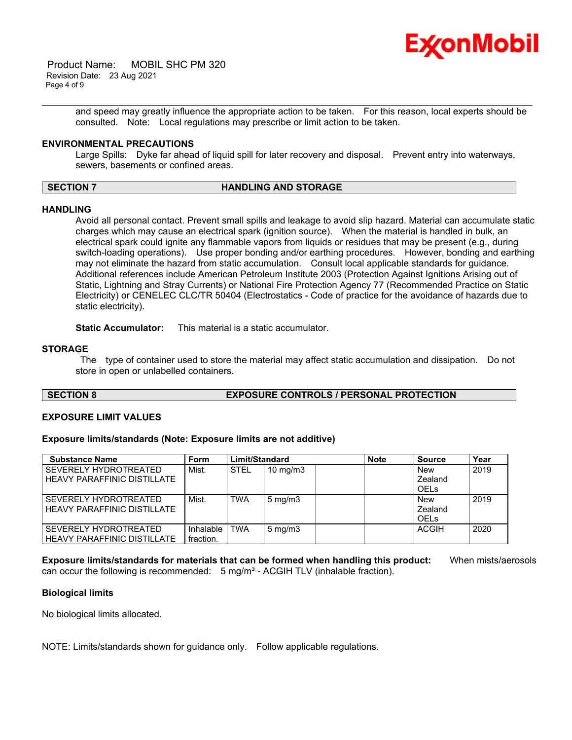and speed may greatly influence the appropriate action to be taken. For this reason, local experts should be consulted. Note: Local regulations may prescribe or limit action to be taken.

### ENVIRONMENTAL PRECAUTIONS

Large Spills: Dyke far ahead of liquid spill for later recovery and disposal. Prevent entry into waterways, sewers, basements or confined areas.

## SECTION 7 HANDLING AND STORAGE

### HANDLING

Avoid all personal contact. Prevent small spills and leakage to avoid slip hazard. Material can accumulate static charges which may cause an electrical spark (ignition source). When the material is handled in bulk, an electrical spark could ignite any flammable vapors from liquids or residues that may be present (e.g., during switch-loading operations). Use proper bonding and/or earthing procedures. However, bonding and earthing may not eliminate the hazard from static accumulation. Consult local applicable standards for guidance. Additional references include American Petroleum Institute 2003 (Protection Against Ignitions Arising out of Static, Lightning and Stray Currents) or National Fire Protection Agency 77 (Recommended Practice on Static Electricity) or CENELEC CLC/TR 50404 (Electrostatics - Code of practice for the avoidance of hazards due to static electricity).

**Static Accumulator:** This material is a static accumulator.

### STORAGE

The type of container used to store the material may affect static accumulation and dissipation. Do not store in open or unlabelled containers.

## SECTION 8 EXPOSURE CONTROLS / PERSONAL PROTECTION

### EXPOSURE LIMIT VALUES

**Exposure limits/standards (Note: Exposure limits are not additive)**

| Substance Name | Form | Limit/Standard | | | Note | Source | Year |
|---|---|---|---|---|---|---|---|
| SEVERELY HYDROTREATED HEAVY PARAFFINIC DISTILLATE | Mist. | STEL | 10 mg/m3 | | | New Zealand OELs | 2019 |
| SEVERELY HYDROTREATED HEAVY PARAFFINIC DISTILLATE | Mist. | TWA | 5 mg/m3 | | | New Zealand OELs | 2019 |
| SEVERELY HYDROTREATED HEAVY PARAFFINIC DISTILLATE | Inhalable fraction. | TWA | 5 mg/m3 | | | ACGIH | 2020 |

**Exposure limits/standards for materials that can be formed when handling this product:** When mists/aerosols can occur the following is recommended: 5 mg/m³ - ACGIH TLV (inhalable fraction).

### Biological limits

No biological limits allocated.

NOTE: Limits/standards shown for guidance only. Follow applicable regulations.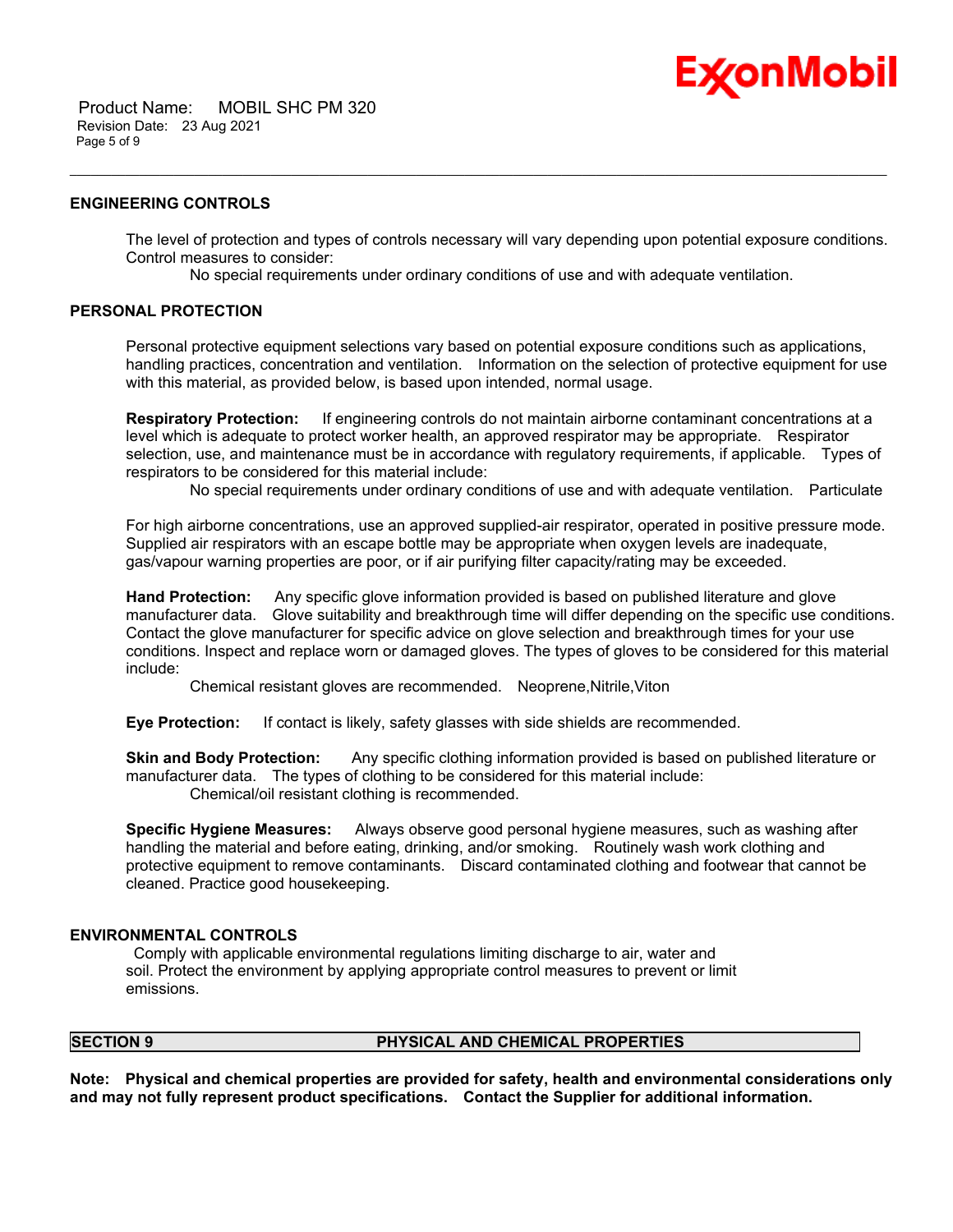### ENGINEERING CONTROLS

The level of protection and types of controls necessary will vary depending upon potential exposure conditions. Control measures to consider:

No special requirements under ordinary conditions of use and with adequate ventilation.

### PERSONAL PROTECTION

Personal protective equipment selections vary based on potential exposure conditions such as applications, handling practices, concentration and ventilation. Information on the selection of protective equipment for use with this material, as provided below, is based upon intended, normal usage.

**Respiratory Protection:** If engineering controls do not maintain airborne contaminant concentrations at a level which is adequate to protect worker health, an approved respirator may be appropriate. Respirator selection, use, and maintenance must be in accordance with regulatory requirements, if applicable. Types of respirators to be considered for this material include:

No special requirements under ordinary conditions of use and with adequate ventilation. Particulate

For high airborne concentrations, use an approved supplied-air respirator, operated in positive pressure mode. Supplied air respirators with an escape bottle may be appropriate when oxygen levels are inadequate, gas/vapour warning properties are poor, or if air purifying filter capacity/rating may be exceeded.

**Hand Protection:** Any specific glove information provided is based on published literature and glove manufacturer data. Glove suitability and breakthrough time will differ depending on the specific use conditions. Contact the glove manufacturer for specific advice on glove selection and breakthrough times for your use conditions. Inspect and replace worn or damaged gloves. The types of gloves to be considered for this material include:

Chemical resistant gloves are recommended. Neoprene,Nitrile,Viton

**Eye Protection:** If contact is likely, safety glasses with side shields are recommended.

**Skin and Body Protection:** Any specific clothing information provided is based on published literature or manufacturer data. The types of clothing to be considered for this material include:

Chemical/oil resistant clothing is recommended.

**Specific Hygiene Measures:** Always observe good personal hygiene measures, such as washing after handling the material and before eating, drinking, and/or smoking. Routinely wash work clothing and protective equipment to remove contaminants. Discard contaminated clothing and footwear that cannot be cleaned. Practice good housekeeping.

### ENVIRONMENTAL CONTROLS

Comply with applicable environmental regulations limiting discharge to air, water and soil. Protect the environment by applying appropriate control measures to prevent or limit emissions.

## SECTION 9 PHYSICAL AND CHEMICAL PROPERTIES

**Note: Physical and chemical properties are provided for safety, health and environmental considerations only and may not fully represent product specifications. Contact the Supplier for additional information.**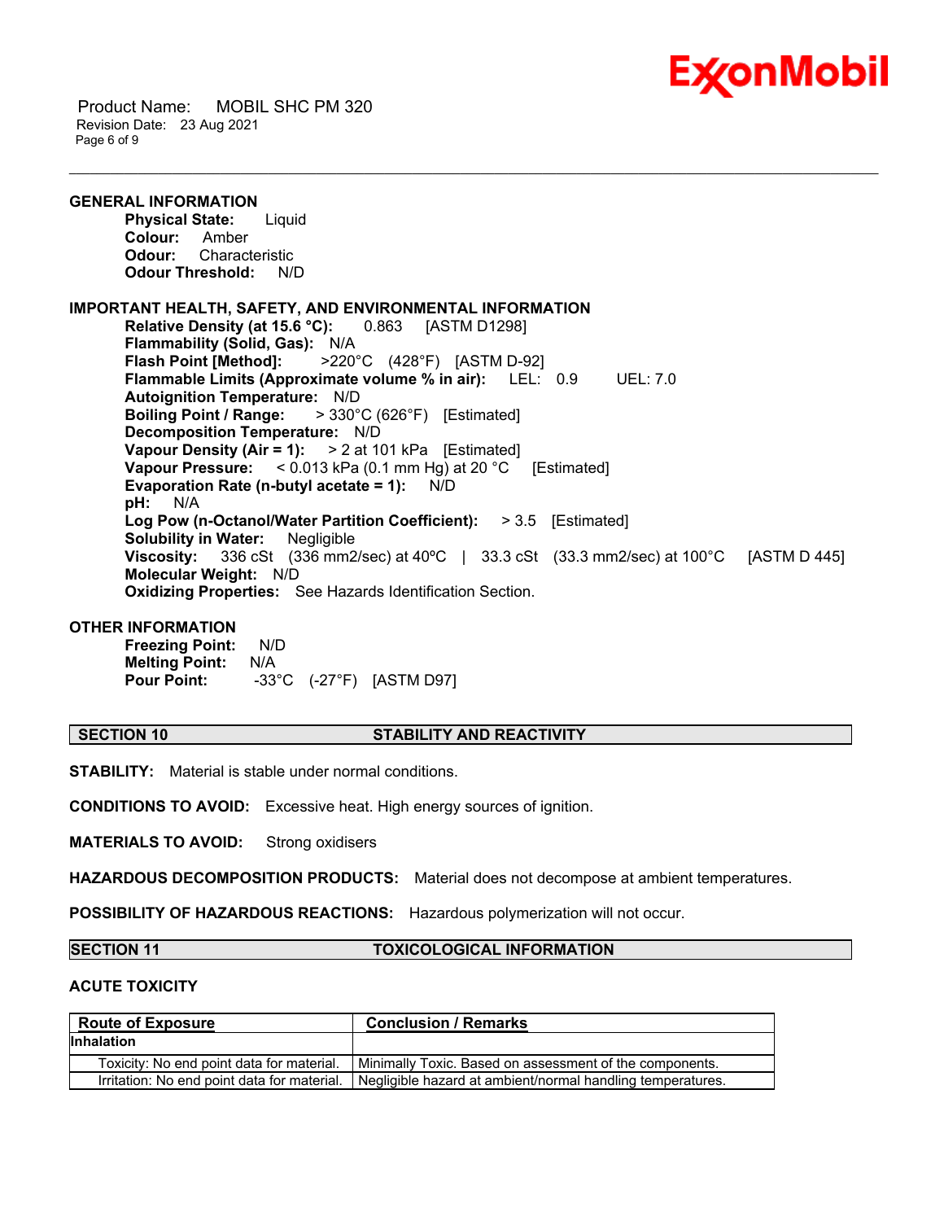### GENERAL INFORMATION

**Physical State:** Liquid
**Colour:** Amber
**Odour:** Characteristic
**Odour Threshold:** N/D

### IMPORTANT HEALTH, SAFETY, AND ENVIRONMENTAL INFORMATION

**Relative Density (at 15.6 °C):** 0.863 [ASTM D1298]
**Flammability (Solid, Gas):** N/A
**Flash Point [Method]:** >220°C (428°F) [ASTM D-92]
**Flammable Limits (Approximate volume % in air):** LEL: 0.9 UEL: 7.0
**Autoignition Temperature:** N/D
**Boiling Point / Range:** > 330°C (626°F) [Estimated]
**Decomposition Temperature:** N/D
**Vapour Density (Air = 1):** > 2 at 101 kPa [Estimated]
**Vapour Pressure:** < 0.013 kPa (0.1 mm Hg) at 20 °C [Estimated]
**Evaporation Rate (n-butyl acetate = 1):** N/D
**pH:** N/A
**Log Pow (n-Octanol/Water Partition Coefficient):** > 3.5 [Estimated]
**Solubility in Water:** Negligible
**Viscosity:** 336 cSt (336 mm2/sec) at 40ºC | 33.3 cSt (33.3 mm2/sec) at 100°C [ASTM D 445]
**Molecular Weight:** N/D
**Oxidizing Properties:** See Hazards Identification Section.

### OTHER INFORMATION

**Freezing Point:** N/D
**Melting Point:** N/A
**Pour Point:** -33°C (-27°F) [ASTM D97]

## SECTION 10 STABILITY AND REACTIVITY

**STABILITY:** Material is stable under normal conditions.

**CONDITIONS TO AVOID:** Excessive heat. High energy sources of ignition.

**MATERIALS TO AVOID:** Strong oxidisers

**HAZARDOUS DECOMPOSITION PRODUCTS:** Material does not decompose at ambient temperatures.

**POSSIBILITY OF HAZARDOUS REACTIONS:** Hazardous polymerization will not occur.

## SECTION 11 TOXICOLOGICAL INFORMATION

### ACUTE TOXICITY

| Route of Exposure | Conclusion / Remarks |
|---|---|
| **Inhalation** | |
| Toxicity: No end point data for material. | Minimally Toxic. Based on assessment of the components. |
| Irritation: No end point data for material. | Negligible hazard at ambient/normal handling temperatures. |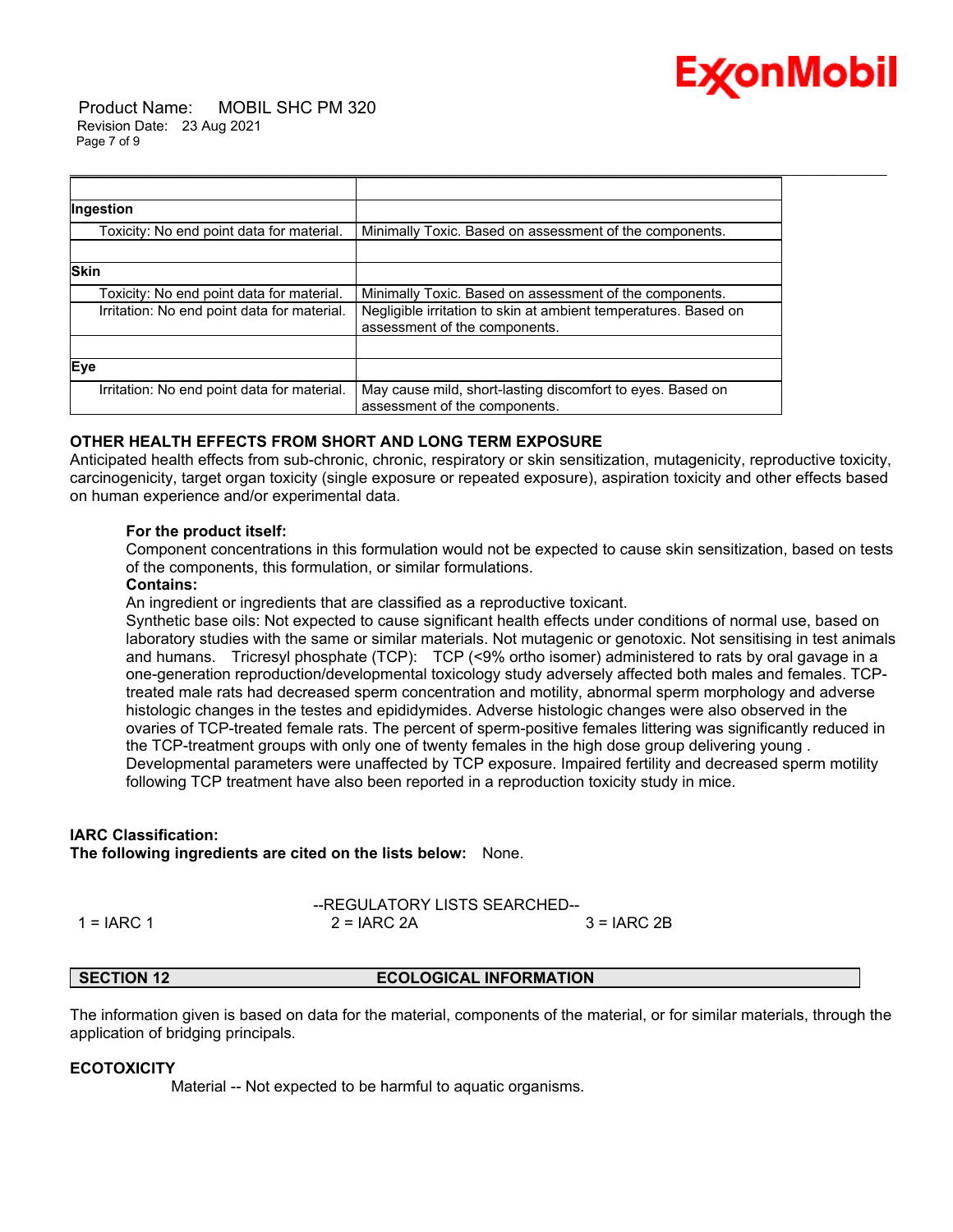| | |
|---|---|
| **Ingestion** | |
| Toxicity: No end point data for material. | Minimally Toxic. Based on assessment of the components. |
| | |
| **Skin** | |
| Toxicity: No end point data for material. | Minimally Toxic. Based on assessment of the components. |
| Irritation: No end point data for material. | Negligible irritation to skin at ambient temperatures. Based on assessment of the components. |
| | |
| **Eye** | |
| Irritation: No end point data for material. | May cause mild, short-lasting discomfort to eyes. Based on assessment of the components. |

**OTHER HEALTH EFFECTS FROM SHORT AND LONG TERM EXPOSURE**

Anticipated health effects from sub-chronic, chronic, respiratory or skin sensitization, mutagenicity, reproductive toxicity, carcinogenicity, target organ toxicity (single exposure or repeated exposure), aspiration toxicity and other effects based on human experience and/or experimental data.

**For the product itself:**

Component concentrations in this formulation would not be expected to cause skin sensitization, based on tests of the components, this formulation, or similar formulations.

**Contains:**

An ingredient or ingredients that are classified as a reproductive toxicant.

Synthetic base oils: Not expected to cause significant health effects under conditions of normal use, based on laboratory studies with the same or similar materials. Not mutagenic or genotoxic. Not sensitising in test animals and humans. Tricresyl phosphate (TCP): TCP (<9% ortho isomer) administered to rats by oral gavage in a one-generation reproduction/developmental toxicology study adversely affected both males and females. TCP-treated male rats had decreased sperm concentration and motility, abnormal sperm morphology and adverse histologic changes in the testes and epididymides. Adverse histologic changes were also observed in the ovaries of TCP-treated female rats. The percent of sperm-positive females littering was significantly reduced in the TCP-treatment groups with only one of twenty females in the high dose group delivering young . Developmental parameters were unaffected by TCP exposure. Impaired fertility and decreased sperm motility following TCP treatment have also been reported in a reproduction toxicity study in mice.

**IARC Classification:**

**The following ingredients are cited on the lists below:** None.

--REGULATORY LISTS SEARCHED--

1 = IARC 1 2 = IARC 2A 3 = IARC 2B

## SECTION 12 ECOLOGICAL INFORMATION

The information given is based on data for the material, components of the material, or for similar materials, through the application of bridging principals.

**ECOTOXICITY**

Material -- Not expected to be harmful to aquatic organisms.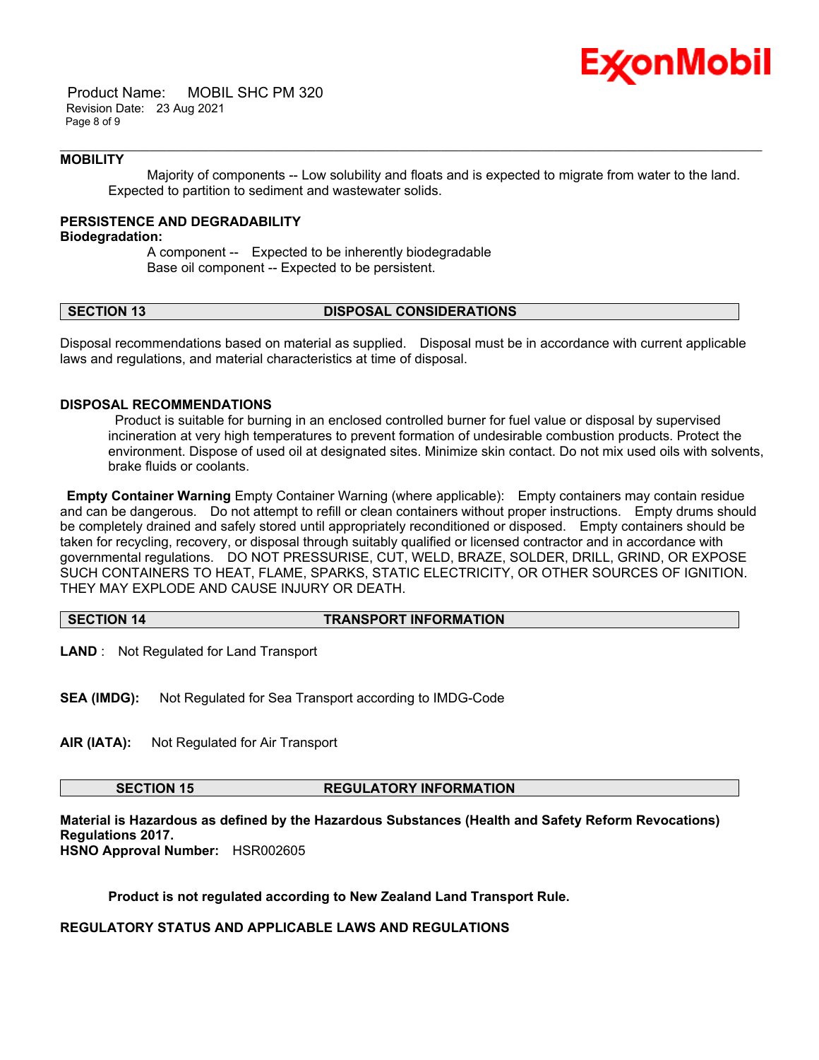**MOBILITY**

Majority of components -- Low solubility and floats and is expected to migrate from water to the land. Expected to partition to sediment and wastewater solids.

**PERSISTENCE AND DEGRADABILITY**

**Biodegradation:**

A component -- Expected to be inherently biodegradable
Base oil component -- Expected to be persistent.

## SECTION 13 DISPOSAL CONSIDERATIONS

Disposal recommendations based on material as supplied. Disposal must be in accordance with current applicable laws and regulations, and material characteristics at time of disposal.

**DISPOSAL RECOMMENDATIONS**

Product is suitable for burning in an enclosed controlled burner for fuel value or disposal by supervised incineration at very high temperatures to prevent formation of undesirable combustion products. Protect the environment. Dispose of used oil at designated sites. Minimize skin contact. Do not mix used oils with solvents, brake fluids or coolants.

**Empty Container Warning** Empty Container Warning (where applicable): Empty containers may contain residue and can be dangerous. Do not attempt to refill or clean containers without proper instructions. Empty drums should be completely drained and safely stored until appropriately reconditioned or disposed. Empty containers should be taken for recycling, recovery, or disposal through suitably qualified or licensed contractor and in accordance with governmental regulations. DO NOT PRESSURISE, CUT, WELD, BRAZE, SOLDER, DRILL, GRIND, OR EXPOSE SUCH CONTAINERS TO HEAT, FLAME, SPARKS, STATIC ELECTRICITY, OR OTHER SOURCES OF IGNITION. THEY MAY EXPLODE AND CAUSE INJURY OR DEATH.

## SECTION 14 TRANSPORT INFORMATION

**LAND** : Not Regulated for Land Transport

**SEA (IMDG):** Not Regulated for Sea Transport according to IMDG-Code

**AIR (IATA):** Not Regulated for Air Transport

## SECTION 15 REGULATORY INFORMATION

**Material is Hazardous as defined by the Hazardous Substances (Health and Safety Reform Revocations) Regulations 2017.**
**HSNO Approval Number:** HSR002605

**Product is not regulated according to New Zealand Land Transport Rule.**

**REGULATORY STATUS AND APPLICABLE LAWS AND REGULATIONS**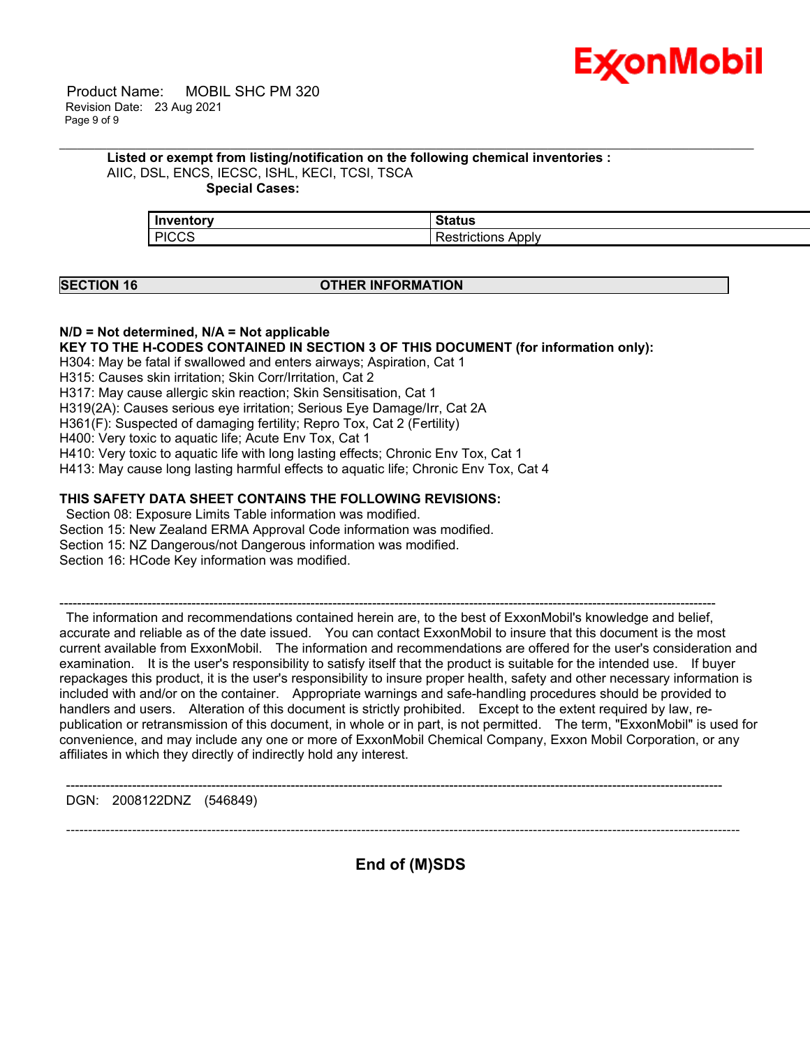**Listed or exempt from listing/notification on the following chemical inventories :**
AIIC, DSL, ENCS, IECSC, ISHL, KECI, TCSI, TSCA

**Special Cases:**

| Inventory | Status |
|---|---|
| PICCS | Restrictions Apply |

## SECTION 16 OTHER INFORMATION

**N/D = Not determined, N/A = Not applicable**

**KEY TO THE H-CODES CONTAINED IN SECTION 3 OF THIS DOCUMENT (for information only):**

H304: May be fatal if swallowed and enters airways; Aspiration, Cat 1
H315: Causes skin irritation; Skin Corr/Irritation, Cat 2
H317: May cause allergic skin reaction; Skin Sensitisation, Cat 1
H319(2A): Causes serious eye irritation; Serious Eye Damage/Irr, Cat 2A
H361(F): Suspected of damaging fertility; Repro Tox, Cat 2 (Fertility)
H400: Very toxic to aquatic life; Acute Env Tox, Cat 1
H410: Very toxic to aquatic life with long lasting effects; Chronic Env Tox, Cat 1
H413: May cause long lasting harmful effects to aquatic life; Chronic Env Tox, Cat 4

**THIS SAFETY DATA SHEET CONTAINS THE FOLLOWING REVISIONS:**

Section 08: Exposure Limits Table information was modified.
Section 15: New Zealand ERMA Approval Code information was modified.
Section 15: NZ Dangerous/not Dangerous information was modified.
Section 16: HCode Key information was modified.

---

The information and recommendations contained herein are, to the best of ExxonMobil's knowledge and belief, accurate and reliable as of the date issued. You can contact ExxonMobil to insure that this document is the most current available from ExxonMobil. The information and recommendations are offered for the user's consideration and examination. It is the user's responsibility to satisfy itself that the product is suitable for the intended use. If buyer repackages this product, it is the user's responsibility to insure proper health, safety and other necessary information is included with and/or on the container. Appropriate warnings and safe-handling procedures should be provided to handlers and users. Alteration of this document is strictly prohibited. Except to the extent required by law, re-publication or retransmission of this document, in whole or in part, is not permitted. The term, "ExxonMobil" is used for convenience, and may include any one or more of ExxonMobil Chemical Company, Exxon Mobil Corporation, or any affiliates in which they directly of indirectly hold any interest.

---

DGN: 2008122DNZ (546849)

---

**End of (M)SDS**